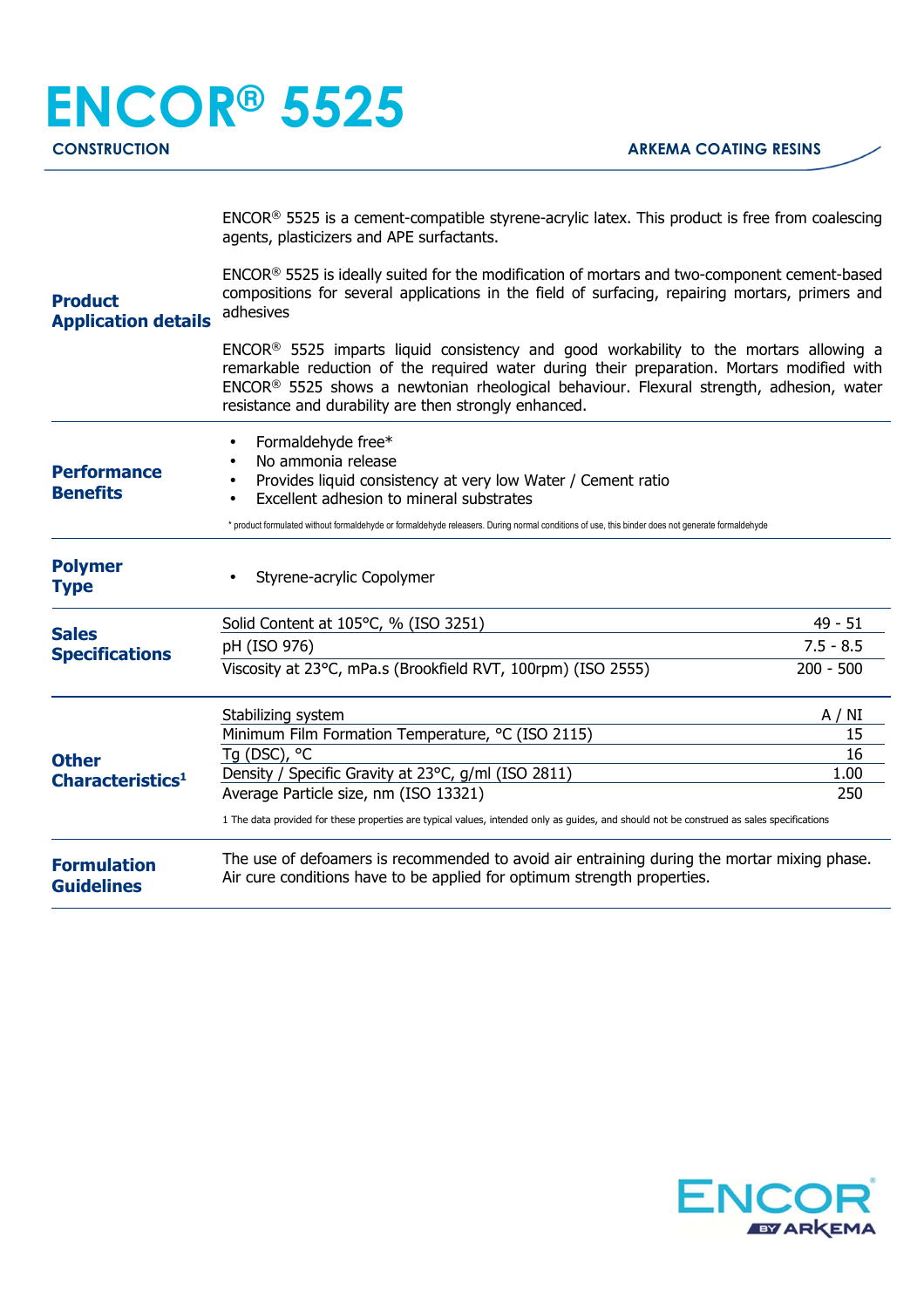# ENCOR® 5525

**CONSTRUCTION**

**ARKEMA COATING RESINS**

## Product Application details

ENCOR® 5525 is a cement-compatible styrene-acrylic latex. This product is free from coalescing agents, plasticizers and APE surfactants.

ENCOR® 5525 is ideally suited for the modification of mortars and two-component cement-based compositions for several applications in the field of surfacing, repairing mortars, primers and adhesives

ENCOR® 5525 imparts liquid consistency and good workability to the mortars allowing a remarkable reduction of the required water during their preparation. Mortars modified with ENCOR® 5525 shows a newtonian rheological behaviour. Flexural strength, adhesion, water resistance and durability are then strongly enhanced.

## Performance Benefits

- Formaldehyde free*
- No ammonia release
- Provides liquid consistency at very low Water / Cement ratio
- Excellent adhesion to mineral substrates

* product formulated without formaldehyde or formaldehyde releasers. During normal conditions of use, this binder does not generate formaldehyde

## Polymer Type

- Styrene-acrylic Copolymer

## Sales Specifications

| Property | Value |
|---|---|
| Solid Content at 105°C, % (ISO 3251) | 49 - 51 |
| pH (ISO 976) | 7.5 - 8.5 |
| Viscosity at 23°C, mPa.s (Brookfield RVT, 100rpm) (ISO 2555) | 200 - 500 |

## Other Characteristics[1]

| Property | Value |
|---|---|
| Stabilizing system | A / NI |
| Minimum Film Formation Temperature, °C (ISO 2115) | 15 |
| Tg (DSC), °C | 16 |
| Density / Specific Gravity at 23°C, g/ml (ISO 2811) | 1.00 |
| Average Particle size, nm (ISO 13321) | 250 |

1 The data provided for these properties are typical values, intended only as guides, and should not be construed as sales specifications

## Formulation Guidelines

The use of defoamers is recommended to avoid air entraining during the mortar mixing phase. Air cure conditions have to be applied for optimum strength properties.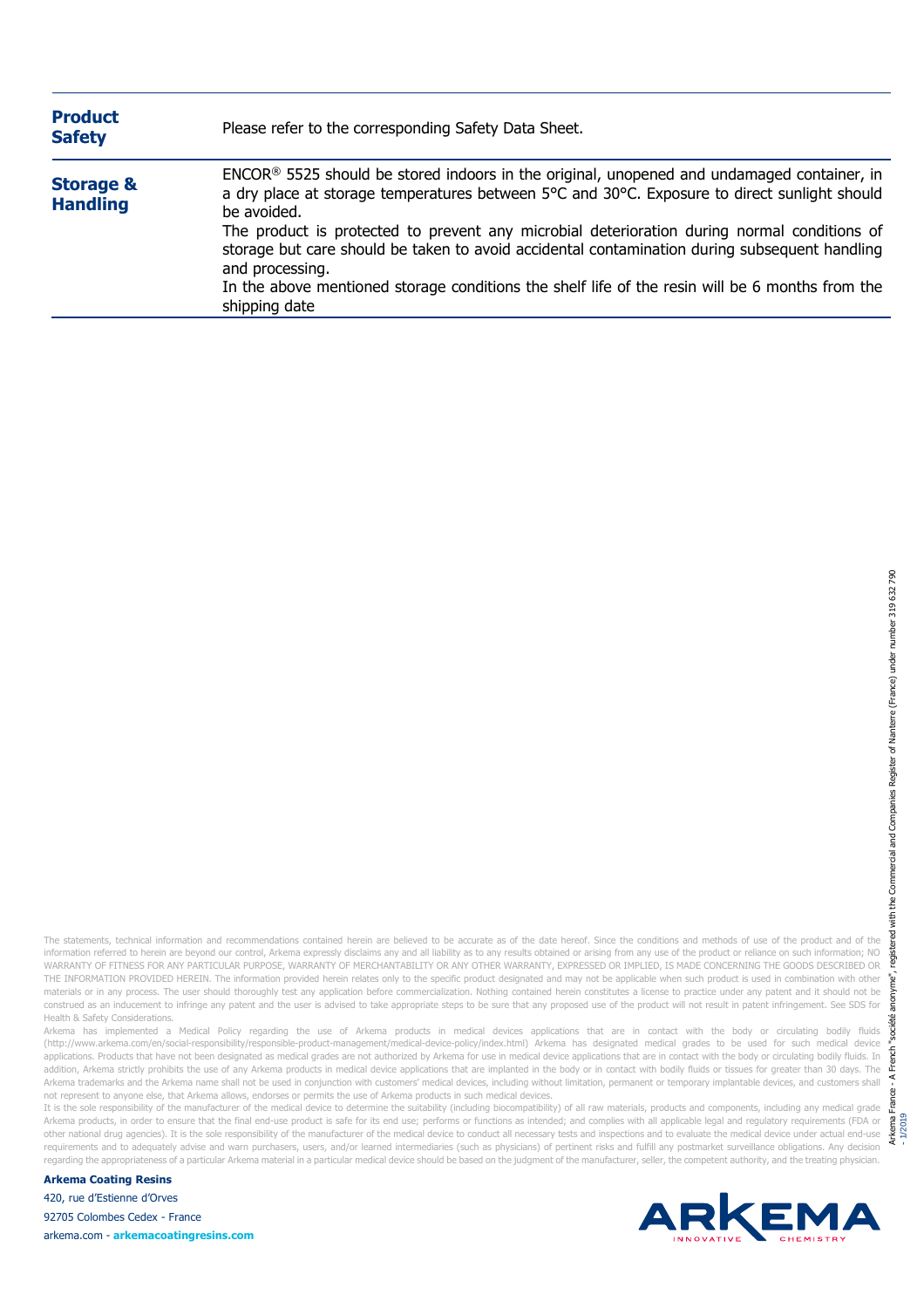| | |
|---|---|
| **Product Safety** | Please refer to the corresponding Safety Data Sheet. |
| **Storage & Handling** | ENCOR® 5525 should be stored indoors in the original, unopened and undamaged container, in a dry place at storage temperatures between 5°C and 30°C. Exposure to direct sunlight should be avoided.<br>The product is protected to prevent any microbial deterioration during normal conditions of storage but care should be taken to avoid accidental contamination during subsequent handling and processing.<br>In the above mentioned storage conditions the shelf life of the resin will be 6 months from the shipping date |

The statements, technical information and recommendations contained herein are believed to be accurate as of the date hereof. Since the conditions and methods of use of the product and of the information referred to herein are beyond our control, Arkema expressly disclaims any and all liability as to any results obtained or arising from any use of the product or reliance on such information; NO WARRANTY OF FITNESS FOR ANY PARTICULAR PURPOSE, WARRANTY OF MERCHANTABILITY OR ANY OTHER WARRANTY, EXPRESSED OR IMPLIED, IS MADE CONCERNING THE GOODS DESCRIBED OR THE INFORMATION PROVIDED HEREIN. The information provided herein relates only to the specific product designated and may not be applicable when such product is used in combination with other materials or in any process. The user should thoroughly test any application before commercialization. Nothing contained herein constitutes a license to practice under any patent and it should not be construed as an inducement to infringe any patent and the user is advised to take appropriate steps to be sure that any proposed use of the product will not result in patent infringement. See SDS for Health & Safety Considerations.

Arkema has implemented a Medical Policy regarding the use of Arkema products in medical devices applications that are in contact with the body or circulating bodily fluids (http://www.arkema.com/en/social-responsibility/responsible-product-management/medical-device-policy/index.html) Arkema has designated medical grades to be used for such medical device applications. Products that have not been designated as medical grades are not authorized by Arkema for use in medical device applications that are in contact with the body or circulating bodily fluids. In addition, Arkema strictly prohibits the use of any Arkema products in medical device applications that are implanted in the body or in contact with bodily fluids or tissues for greater than 30 days. The Arkema trademarks and the Arkema name shall not be used in conjunction with customers' medical devices, including without limitation, permanent or temporary implantable devices, and customers shall not represent to anyone else, that Arkema allows, endorses or permits the use of Arkema products in such medical devices.

It is the sole responsibility of the manufacturer of the medical device to determine the suitability (including biocompatibility) of all raw materials, products and components, including any medical grade Arkema products, in order to ensure that the final end-use product is safe for its end use; performs or functions as intended; and complies with all applicable legal and regulatory requirements (FDA or other national drug agencies). It is the sole responsibility of the manufacturer of the medical device to conduct all necessary tests and inspections and to evaluate the medical device under actual end-use requirements and to adequately advise and warn purchasers, users, and/or learned intermediaries (such as physicians) of pertinent risks and fulfill any postmarket surveillance obligations. Any decision regarding the appropriateness of a particular Arkema material in a particular medical device should be based on the judgment of the manufacturer, seller, the competent authority, and the treating physician.

**Arkema Coating Resins**
420, rue d'Estienne d'Orves
92705 Colombes Cedex - France
arkema.com - **arkemacoatingresins.com**

Arkema France - A French "société anonyme", registered with the Commercial and Companies Register of Nanterre (France) under number 319 632 790 - 1/2019